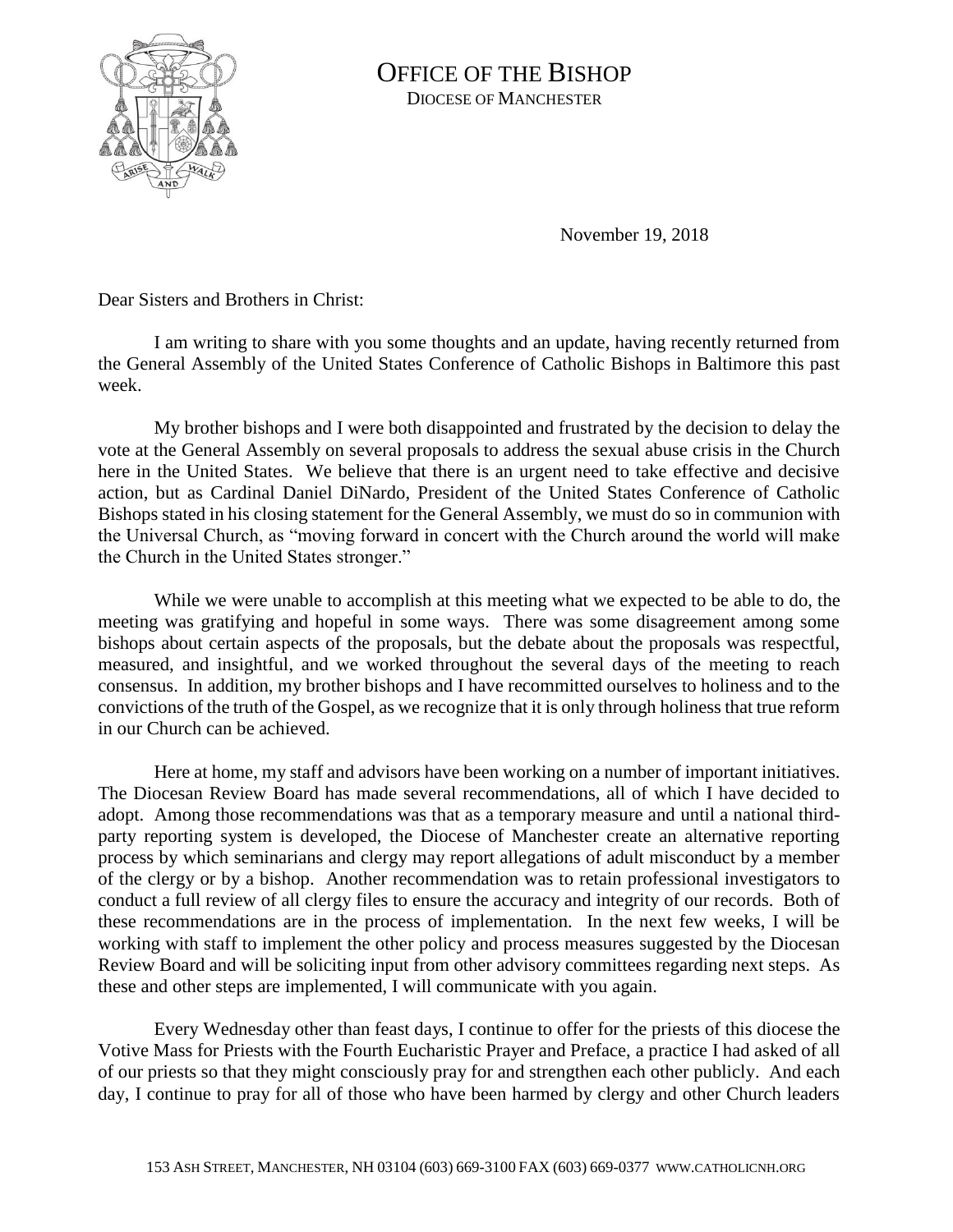# OFFICE OF THE BISHOP

DIOCESE OF MANCHESTER

November 19, 2018

Dear Sisters and Brothers in Christ:

I am writing to share with you some thoughts and an update, having recently returned from the General Assembly of the United States Conference of Catholic Bishops in Baltimore this past week.

My brother bishops and I were both disappointed and frustrated by the decision to delay the vote at the General Assembly on several proposals to address the sexual abuse crisis in the Church here in the United States. We believe that there is an urgent need to take effective and decisive action, but as Cardinal Daniel DiNardo, President of the United States Conference of Catholic Bishops stated in his closing statement for the General Assembly, we must do so in communion with the Universal Church, as "moving forward in concert with the Church around the world will make the Church in the United States stronger."

While we were unable to accomplish at this meeting what we expected to be able to do, the meeting was gratifying and hopeful in some ways. There was some disagreement among some bishops about certain aspects of the proposals, but the debate about the proposals was respectful, measured, and insightful, and we worked throughout the several days of the meeting to reach consensus. In addition, my brother bishops and I have recommitted ourselves to holiness and to the convictions of the truth of the Gospel, as we recognize that it is only through holiness that true reform in our Church can be achieved.

Here at home, my staff and advisors have been working on a number of important initiatives. The Diocesan Review Board has made several recommendations, all of which I have decided to adopt. Among those recommendations was that as a temporary measure and until a national third-party reporting system is developed, the Diocese of Manchester create an alternative reporting process by which seminarians and clergy may report allegations of adult misconduct by a member of the clergy or by a bishop. Another recommendation was to retain professional investigators to conduct a full review of all clergy files to ensure the accuracy and integrity of our records. Both of these recommendations are in the process of implementation. In the next few weeks, I will be working with staff to implement the other policy and process measures suggested by the Diocesan Review Board and will be soliciting input from other advisory committees regarding next steps. As these and other steps are implemented, I will communicate with you again.

Every Wednesday other than feast days, I continue to offer for the priests of this diocese the Votive Mass for Priests with the Fourth Eucharistic Prayer and Preface, a practice I had asked of all of our priests so that they might consciously pray for and strengthen each other publicly. And each day, I continue to pray for all of those who have been harmed by clergy and other Church leaders

153 ASH STREET, MANCHESTER, NH 03104 (603) 669-3100 FAX (603) 669-0377 WWW.CATHOLICNH.ORG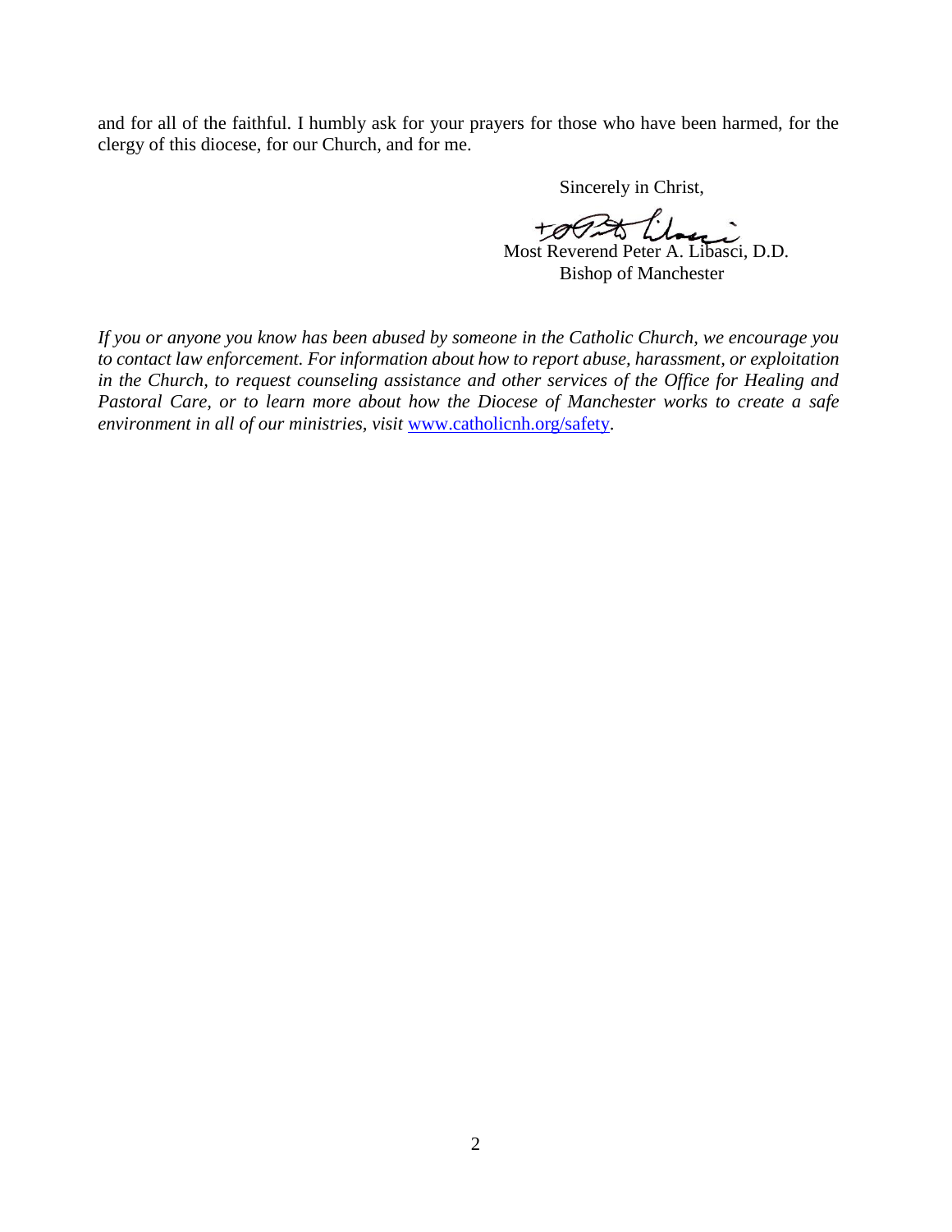and for all of the faithful. I humbly ask for your prayers for those who have been harmed, for the clergy of this diocese, for our Church, and for me.

Sincerely in Christ,

Most Reverend Peter A. Libasci, D.D.
Bishop of Manchester

*If you or anyone you know has been abused by someone in the Catholic Church, we encourage you to contact law enforcement. For information about how to report abuse, harassment, or exploitation in the Church, to request counseling assistance and other services of the Office for Healing and Pastoral Care, or to learn more about how the Diocese of Manchester works to create a safe environment in all of our ministries, visit* [www.catholicnh.org/safety](http://www.catholicnh.org/safety).